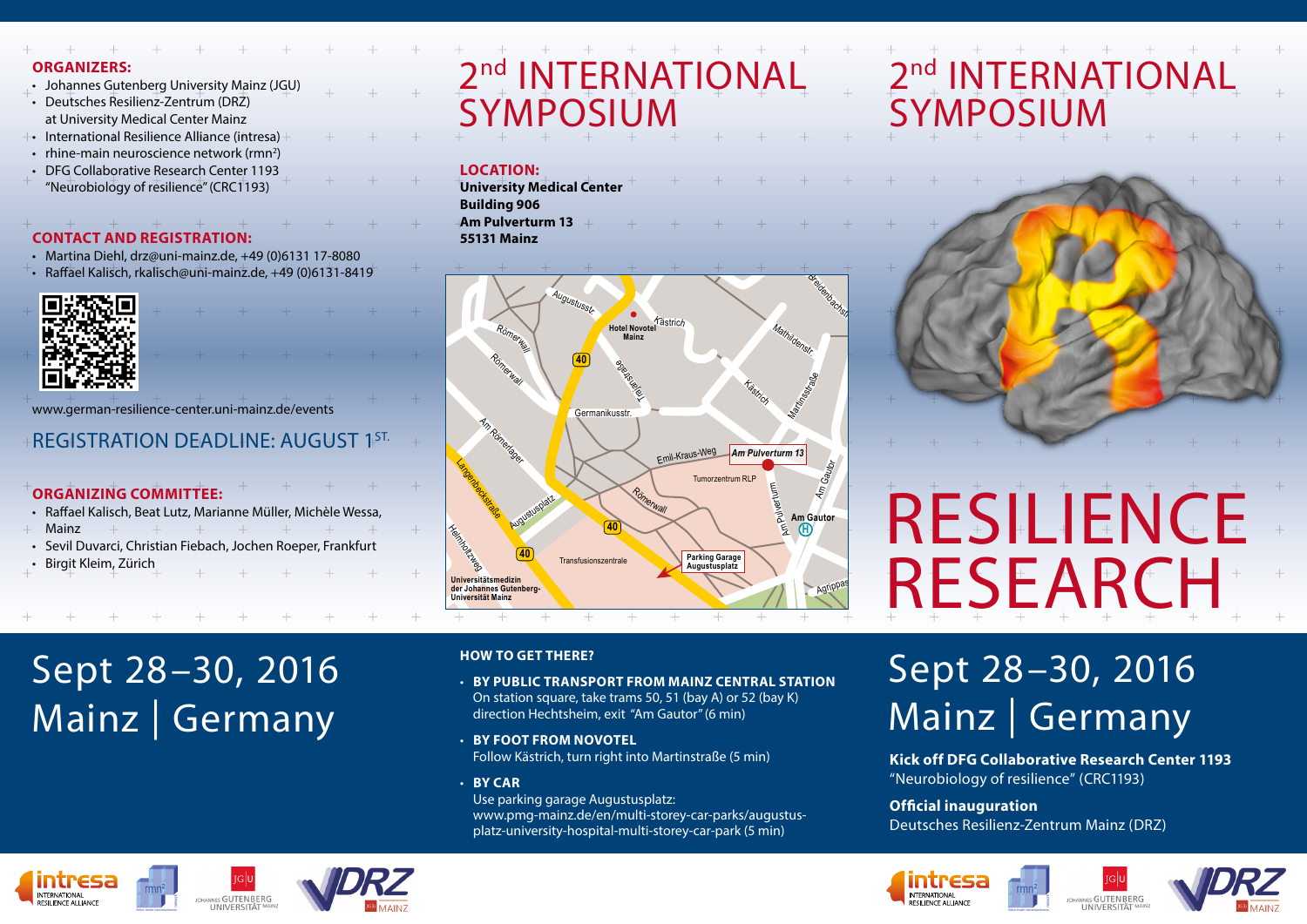**ORGANIZERS:**

- Johannes Gutenberg University Mainz (JGU)
- Deutsches Resilienz-Zentrum (DRZ) at University Medical Center Mainz
- International Resilience Alliance (intresa)
- rhine-main neuroscience network ($rmn^2$)
- DFG Collaborative Research Center 1193 "Neurobiology of resilience" (CRC1193)

**CONTACT AND REGISTRATION:**

- Martina Diehl, drz@uni-mainz.de, +49 (0)6131 17-8080
- Raffael Kalisch, rkalisch@uni-mainz.de, +49 (0)6131-8419

www.german-resilience-center.uni-mainz.de/events

REGISTRATION DEADLINE: AUGUST 1ST.

**ORGANIZING COMMITTEE:**

- Raffael Kalisch, Beat Lutz, Marianne Müller, Michèle Wessa, Mainz
- Sevil Duvarci, Christian Fiebach, Jochen Roeper, Frankfurt
- Birgit Kleim, Zürich

Sept 28–30, 2016
Mainz | Germany

# 2nd INTERNATIONAL SYMPOSIUM

**LOCATION:**
**University Medical Center**
**Building 906**
**Am Pulverturm 13**
**55131 Mainz**

**HOW TO GET THERE?**

- **BY PUBLIC TRANSPORT FROM MAINZ CENTRAL STATION**
  On station square, take trams 50, 51 (bay A) or 52 (bay K) direction Hechtsheim, exit "Am Gautor" (6 min)
- **BY FOOT FROM NOVOTEL**
  Follow Kästrich, turn right into Martinstraße (5 min)
- **BY CAR**
  Use parking garage Augustusplatz: www.pmg-mainz.de/en/multi-storey-car-parks/augustus-platz-university-hospital-multi-storey-car-park (5 min)

# 2nd INTERNATIONAL SYMPOSIUM

# RESILIENCE RESEARCH

Sept 28–30, 2016
Mainz | Germany

**Kick off DFG Collaborative Research Center 1193**
"Neurobiology of resilience" (CRC1193)

**Official inauguration**
Deutsches Resilienz-Zentrum Mainz (DRZ)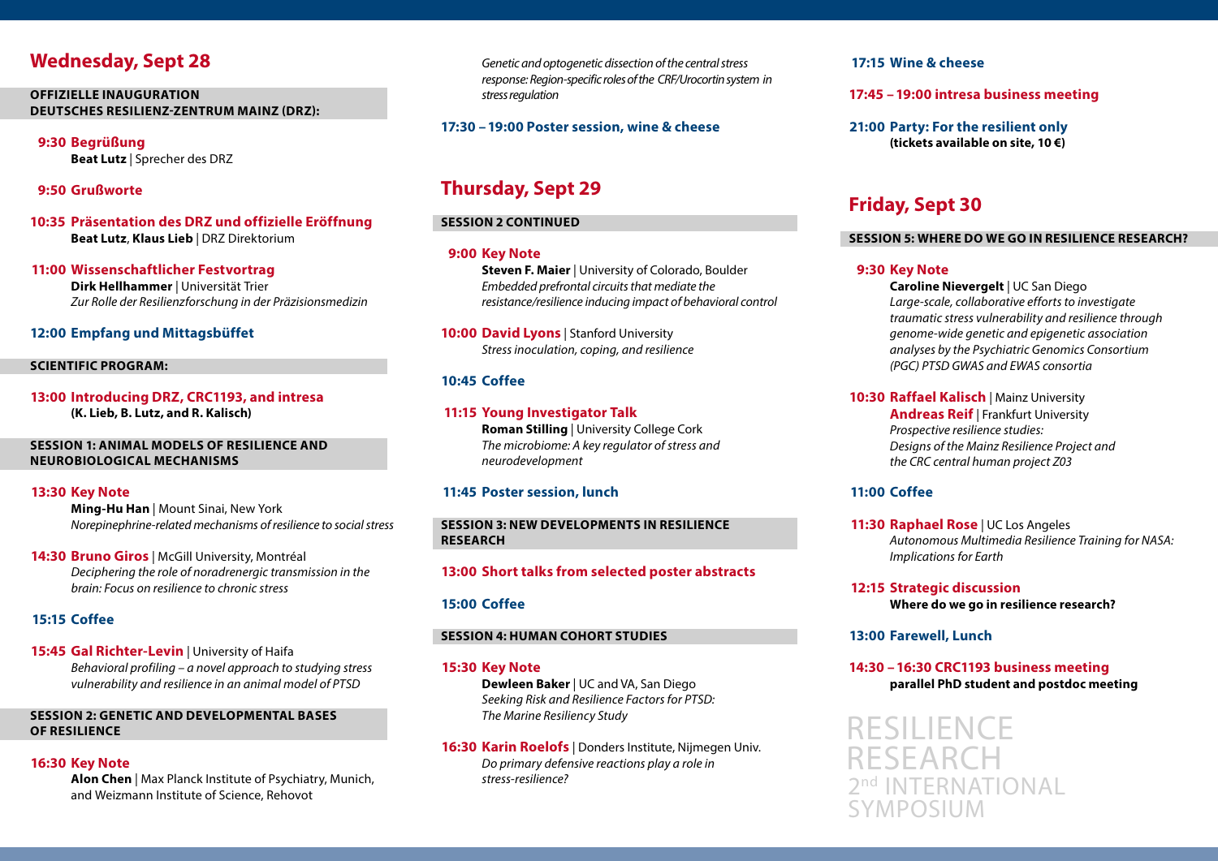## Wednesday, Sept 28

**OFFIZIELLE INAUGURATION DEUTSCHES RESILIENZ-ZENTRUM MAINZ (DRZ):**

**9:30 Begrüßung**
**Beat Lutz** | Sprecher des DRZ

**9:50 Grußworte**

**10:35 Präsentation des DRZ und offizielle Eröffnung**
**Beat Lutz**, **Klaus Lieb** | DRZ Direktorium

**11:00 Wissenschaftlicher Festvortrag**
**Dirk Hellhammer** | Universität Trier
*Zur Rolle der Resilienzforschung in der Präzisionsmedizin*

**12:00 Empfang und Mittagsbüffet**

**SCIENTIFIC PROGRAM:**

**13:00 Introducing DRZ, CRC1193, and intresa**
**(K. Lieb, B. Lutz, and R. Kalisch)**

**SESSION 1: ANIMAL MODELS OF RESILIENCE AND NEUROBIOLOGICAL MECHANISMS**

**13:30 Key Note**
**Ming-Hu Han** | Mount Sinai, New York
*Norepinephrine-related mechanisms of resilience to social stress*

**14:30 Bruno Giros** | McGill University, Montréal
*Deciphering the role of noradrenergic transmission in the brain: Focus on resilience to chronic stress*

**15:15 Coffee**

**15:45 Gal Richter-Levin** | University of Haifa
*Behavioral profiling – a novel approach to studying stress vulnerability and resilience in an animal model of PTSD*

**SESSION 2: GENETIC AND DEVELOPMENTAL BASES OF RESILIENCE**

**16:30 Key Note**
**Alon Chen** | Max Planck Institute of Psychiatry, Munich, and Weizmann Institute of Science, Rehovot
*Genetic and optogenetic dissection of the central stress response: Region-specific roles of the CRF/Urocortin system in stress regulation*

**17:30 – 19:00 Poster session, wine & cheese**

## Thursday, Sept 29

**SESSION 2 CONTINUED**

**9:00 Key Note**
**Steven F. Maier** | University of Colorado, Boulder
*Embedded prefrontal circuits that mediate the resistance/resilience inducing impact of behavioral control*

**10:00 David Lyons** | Stanford University
*Stress inoculation, coping, and resilience*

**10:45 Coffee**

**11:15 Young Investigator Talk**
**Roman Stilling** | University College Cork
*The microbiome: A key regulator of stress and neurodevelopment*

**11:45 Poster session, lunch**

**SESSION 3: NEW DEVELOPMENTS IN RESILIENCE RESEARCH**

**13:00 Short talks from selected poster abstracts**

**15:00 Coffee**

**SESSION 4: HUMAN COHORT STUDIES**

**15:30 Key Note**
**Dewleen Baker** | UC and VA, San Diego
*Seeking Risk and Resilience Factors for PTSD: The Marine Resiliency Study*

**16:30 Karin Roelofs** | Donders Institute, Nijmegen Univ.
*Do primary defensive reactions play a role in stress-resilience?*

**17:15 Wine & cheese**

**17:45 – 19:00 intresa business meeting**

**21:00 Party: For the resilient only**
**(tickets available on site, 10 €)**

## Friday, Sept 30

**SESSION 5: WHERE DO WE GO IN RESILIENCE RESEARCH?**

**9:30 Key Note**
**Caroline Nievergelt** | UC San Diego
*Large-scale, collaborative efforts to investigate traumatic stress vulnerability and resilience through genome-wide genetic and epigenetic association analyses by the Psychiatric Genomics Consortium (PGC) PTSD GWAS and EWAS consortia*

**10:30 Raffael Kalisch** | Mainz University
**Andreas Reif** | Frankfurt University
*Prospective resilience studies: Designs of the Mainz Resilience Project and the CRC central human project Z03*

**11:00 Coffee**

**11:30 Raphael Rose** | UC Los Angeles
*Autonomous Multimedia Resilience Training for NASA: Implications for Earth*

**12:15 Strategic discussion**
**Where do we go in resilience research?**

**13:00 Farewell, Lunch**

**14:30 – 16:30 CRC1193 business meeting**
**parallel PhD student and postdoc meeting**

RESILIENCE RESEARCH
2nd INTERNATIONAL SYMPOSIUM